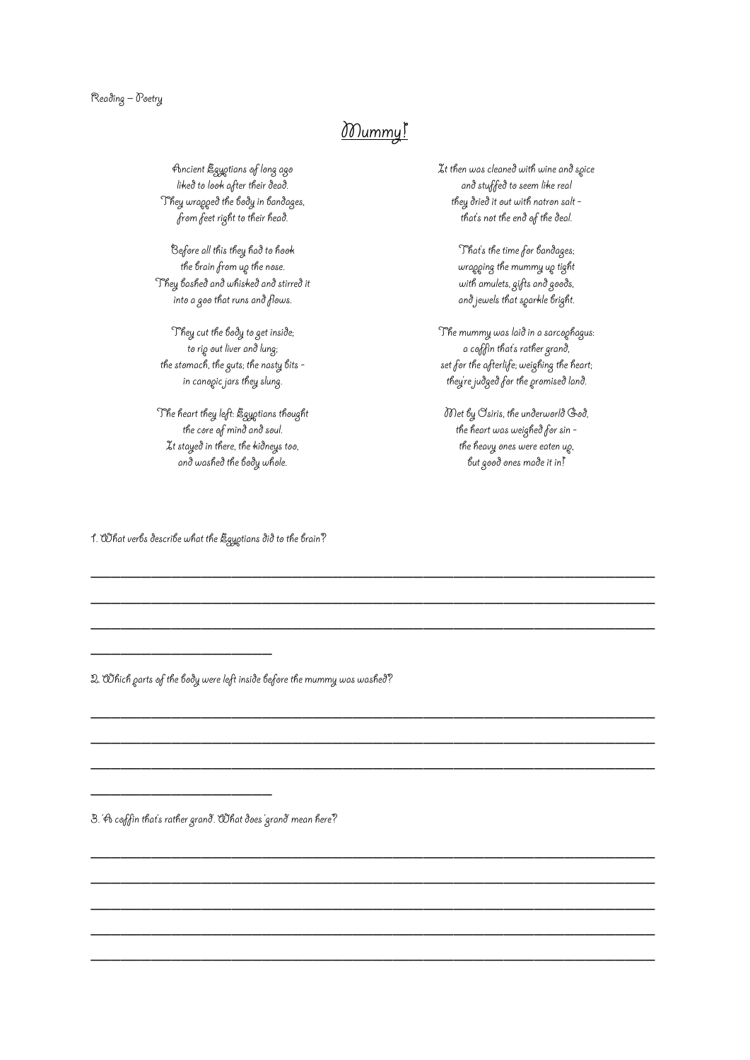Reading – Poetry

# Mummy!

Ancient Egyptians of long ago
liked to look after their dead.
They wrapped the body in bandages,
from feet right to their head.

Before all this they had to hook
the brain from up the nose.
They bashed and whisked and stirred it
into a goo that runs and flows.

They cut the body to get inside;
to rip out liver and lung;
the stomach, the guts; the nasty bits -
in canopic jars they slung.

The heart they left: Egyptians thought
the core of mind and soul.
It stayed in there, the kidneys too,
and washed the body whole.

It then was cleaned with wine and spice
and stuffed to seem like real
they dried it out with natron salt -
that's not the end of the deal.

That's the time for bandages;
wrapping the mummy up tight
with amulets, gifts and goods,
and jewels that sparkle bright.

The mummy was laid in a sarcophagus:
a coffin that's rather grand,
set for the afterlife; weighing the heart;
they're judged for the promised land.

Met by Osiris, the underworld God,
the heart was weighed for sin -
the heavy ones were eaten up,
but good ones made it in!

1. What verbs describe what the Egyptians did to the brain?

______________________________________________________________________________

______________________________________________________________________________

______________________________________________________________________________

____________________

2. Which parts of the body were left inside before the mummy was washed?

______________________________________________________________________________

______________________________________________________________________________

______________________________________________________________________________

____________________

3. 'A coffin that's rather grand'. What does 'grand' mean here?

______________________________________________________________________________

______________________________________________________________________________

______________________________________________________________________________

______________________________________________________________________________

______________________________________________________________________________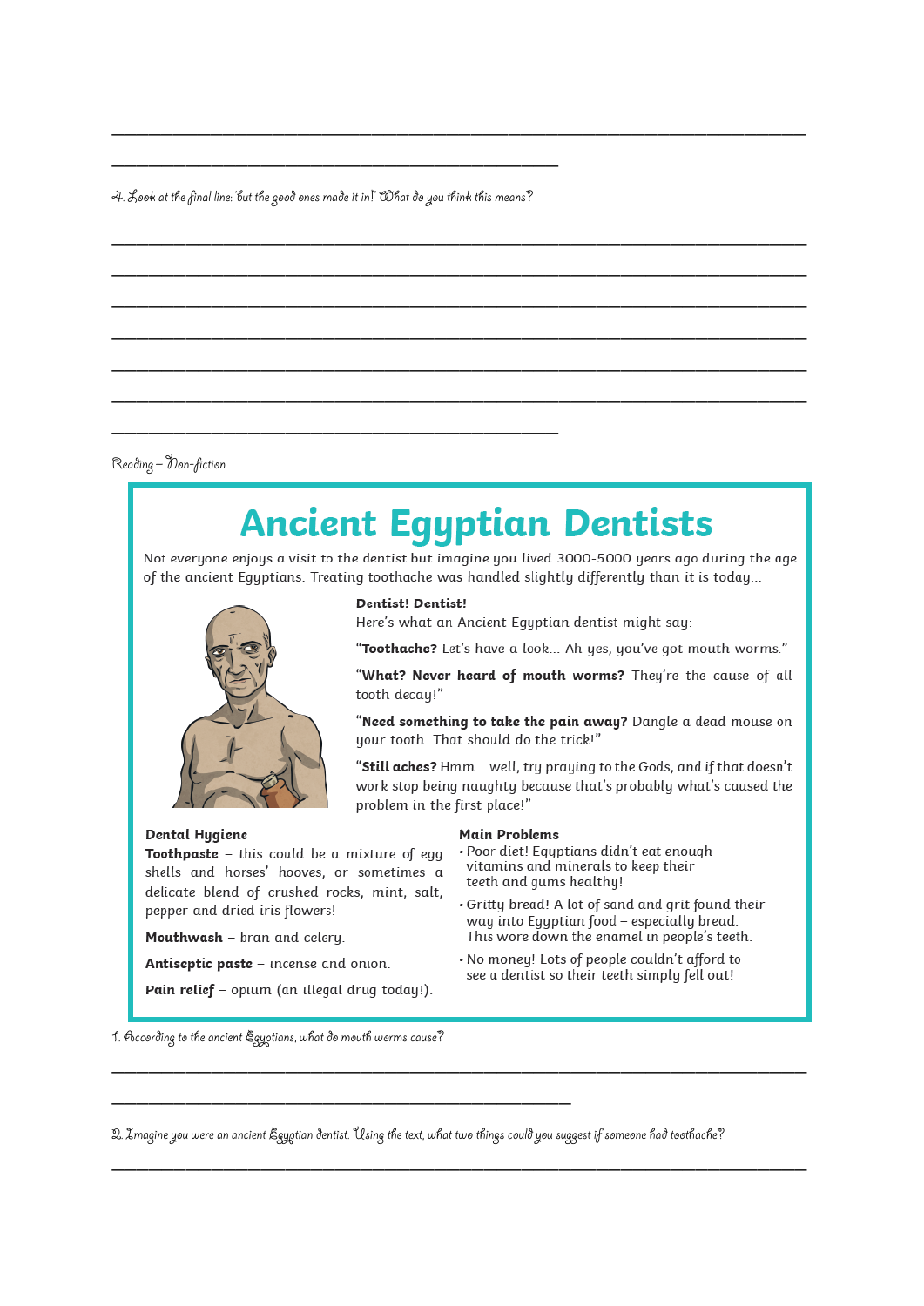______________________________________________________________________________

_____________________________________________

4. Look at the final line: 'but the good ones made it in!' What do you think this means?

______________________________________________________________________________

______________________________________________________________________________

______________________________________________________________________________

______________________________________________________________________________

______________________________________________________________________________

______________________________________________________________________________

_____________________________________________

Reading – Non-fiction

# Ancient Egyptian Dentists

Not everyone enjoys a visit to the dentist but imagine you lived 3000-5000 years ago during the age of the ancient Egyptians. Treating toothache was handled slightly differently than it is today...

**Dentist! Dentist!**

Here's what an Ancient Egyptian dentist might say:

"**Toothache?** Let's have a look... Ah yes, you've got mouth worms."

"**What? Never heard of mouth worms?** They're the cause of all tooth decay!"

"**Need something to take the pain away?** Dangle a dead mouse on your tooth. That should do the trick!"

"**Still aches?** Hmm... well, try praying to the Gods, and if that doesn't work stop being naughty because that's probably what's caused the problem in the first place!"

**Dental Hygiene**

**Toothpaste** – this could be a mixture of egg shells and horses' hooves, or sometimes a delicate blend of crushed rocks, mint, salt, pepper and dried iris flowers!

**Mouthwash** – bran and celery.

**Antiseptic paste** – incense and onion.

**Pain relief** – opium (an illegal drug today!).

**Main Problems**

- Poor diet! Egyptians didn't eat enough vitamins and minerals to keep their teeth and gums healthy!
- Gritty bread! A lot of sand and grit found their way into Egyptian food – especially bread. This wore down the enamel in people's teeth.
- No money! Lots of people couldn't afford to see a dentist so their teeth simply fell out!

1. According to the ancient Egyptians, what do mouth worms cause?

______________________________________________________________________________

_____________________________________________

2. Imagine you were an ancient Egyptian dentist. Using the text, what two things could you suggest if someone had toothache?

______________________________________________________________________________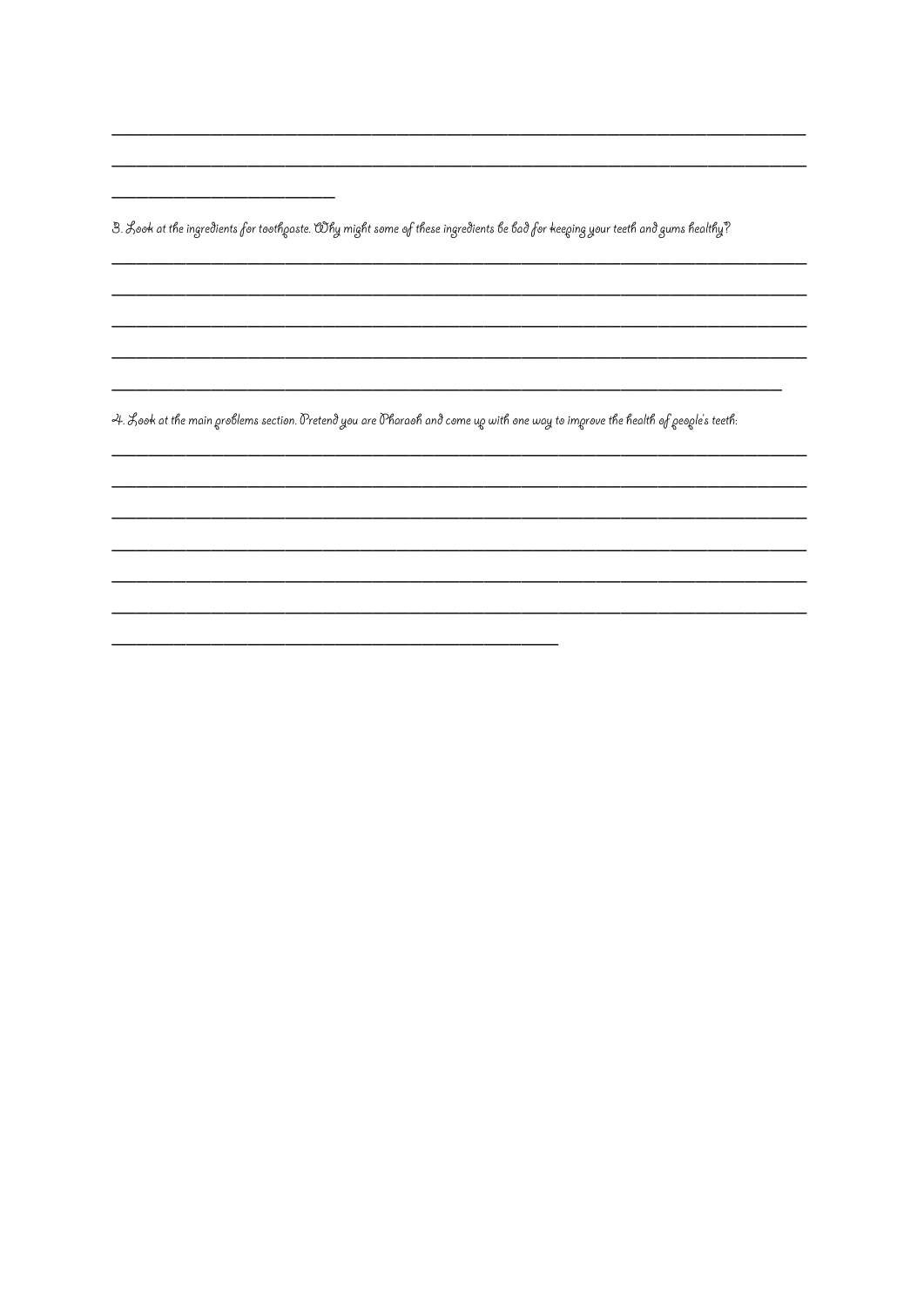3. Look at the ingredients for toothpaste. Why might some of these ingredients be bad for keeping your teeth and gums healthy?

4. Look at the main problems section. Pretend you are Pharaoh and come up with one way to improve the health of people's teeth: